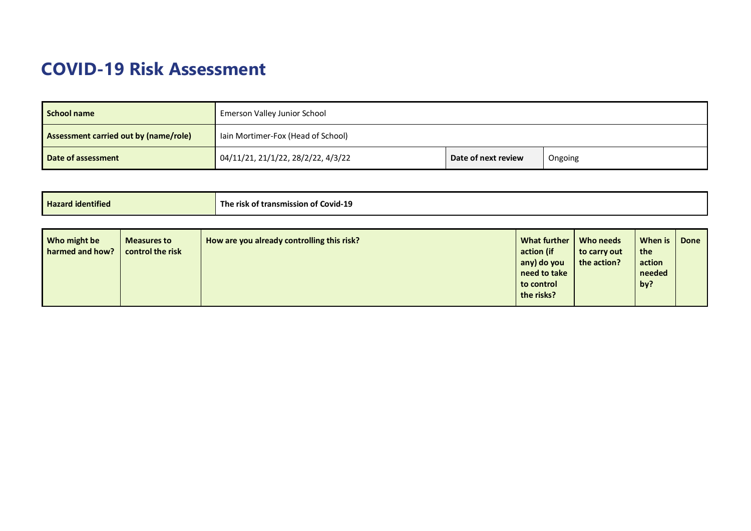# COVID-19 Risk Assessment

| School name | Emerson Valley Junior School | | |
|---|---|---|---|
| Assessment carried out by (name/role) | Iain Mortimer-Fox (Head of School) | | |
| Date of assessment | 04/11/21, 21/1/22, 28/2/22, 4/3/22 | Date of next review | Ongoing |

| Hazard identified | The risk of transmission of Covid-19 |
|---|---|

| Who might be harmed and how? | Measures to control the risk | How are you already controlling this risk? | What further action (if any) do you need to take to control the risks? | Who needs to carry out the action? | When is the action needed by? | Done |
|---|---|---|---|---|---|---|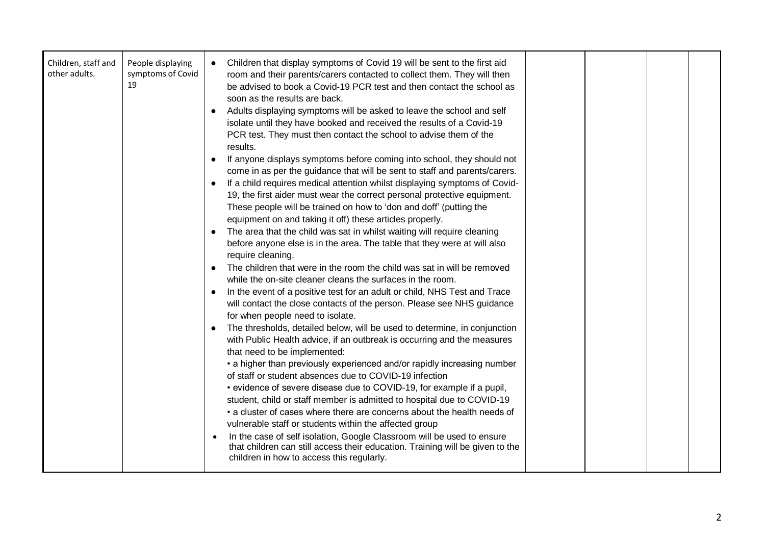| | | | | | | |
|---|---|---|---|---|---|---|
| Children, staff and other adults. | People displaying symptoms of Covid 19 | • Children that display symptoms of Covid 19 will be sent to the first aid room and their parents/carers contacted to collect them. They will then be advised to book a Covid-19 PCR test and then contact the school as soon as the results are back.<br>• Adults displaying symptoms will be asked to leave the school and self isolate until they have booked and received the results of a Covid-19 PCR test. They must then contact the school to advise them of the results.<br>• If anyone displays symptoms before coming into school, they should not come in as per the guidance that will be sent to staff and parents/carers.<br>• If a child requires medical attention whilst displaying symptoms of Covid-19, the first aider must wear the correct personal protective equipment. These people will be trained on how to 'don and doff' (putting the equipment on and taking it off) these articles properly.<br>• The area that the child was sat in whilst waiting will require cleaning before anyone else is in the area. The table that they were at will also require cleaning.<br>• The children that were in the room the child was sat in will be removed while the on-site cleaner cleans the surfaces in the room.<br>• In the event of a positive test for an adult or child, NHS Test and Trace will contact the close contacts of the person. Please see NHS guidance for when people need to isolate.<br>• The thresholds, detailed below, will be used to determine, in conjunction with Public Health advice, if an outbreak is occurring and the measures that need to be implemented:<br>• a higher than previously experienced and/or rapidly increasing number of staff or student absences due to COVID-19 infection<br>• evidence of severe disease due to COVID-19, for example if a pupil, student, child or staff member is admitted to hospital due to COVID-19<br>• a cluster of cases where there are concerns about the health needs of vulnerable staff or students within the affected group<br>• In the case of self isolation, Google Classroom will be used to ensure that children can still access their education. Training will be given to the children in how to access this regularly. | | | | |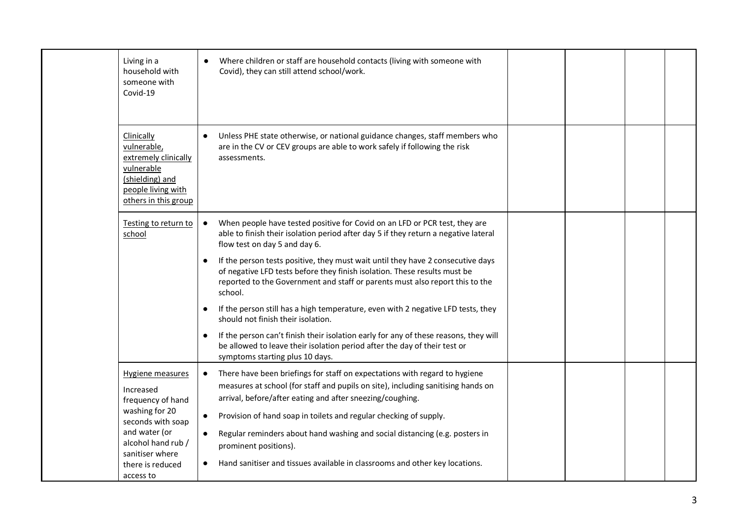| | | | | | | |
|---|---|---|---|---|---|---|
| | Living in a household with someone with Covid-19 | • Where children or staff are household contacts (living with someone with Covid), they can still attend school/work. | | | | |
| | Clinically vulnerable, extremely clinically vulnerable (shielding) and people living with others in this group | • Unless PHE state otherwise, or national guidance changes, staff members who are in the CV or CEV groups are able to work safely if following the risk assessments. | | | | |
| | Testing to return to school | • When people have tested positive for Covid on an LFD or PCR test, they are able to finish their isolation period after day 5 if they return a negative lateral flow test on day 5 and day 6.<br>• If the person tests positive, they must wait until they have 2 consecutive days of negative LFD tests before they finish isolation. These results must be reported to the Government and staff or parents must also report this to the school.<br>• If the person still has a high temperature, even with 2 negative LFD tests, they should not finish their isolation.<br>• If the person can't finish their isolation early for any of these reasons, they will be allowed to leave their isolation period after the day of their test or symptoms starting plus 10 days. | | | | |
| | Hygiene measures<br>Increased frequency of hand washing for 20 seconds with soap and water (or alcohol hand rub / sanitiser where there is reduced access to | • There have been briefings for staff on expectations with regard to hygiene measures at school (for staff and pupils on site), including sanitising hands on arrival, before/after eating and after sneezing/coughing.<br>• Provision of hand soap in toilets and regular checking of supply.<br>• Regular reminders about hand washing and social distancing (e.g. posters in prominent positions).<br>• Hand sanitiser and tissues available in classrooms and other key locations. | | | | |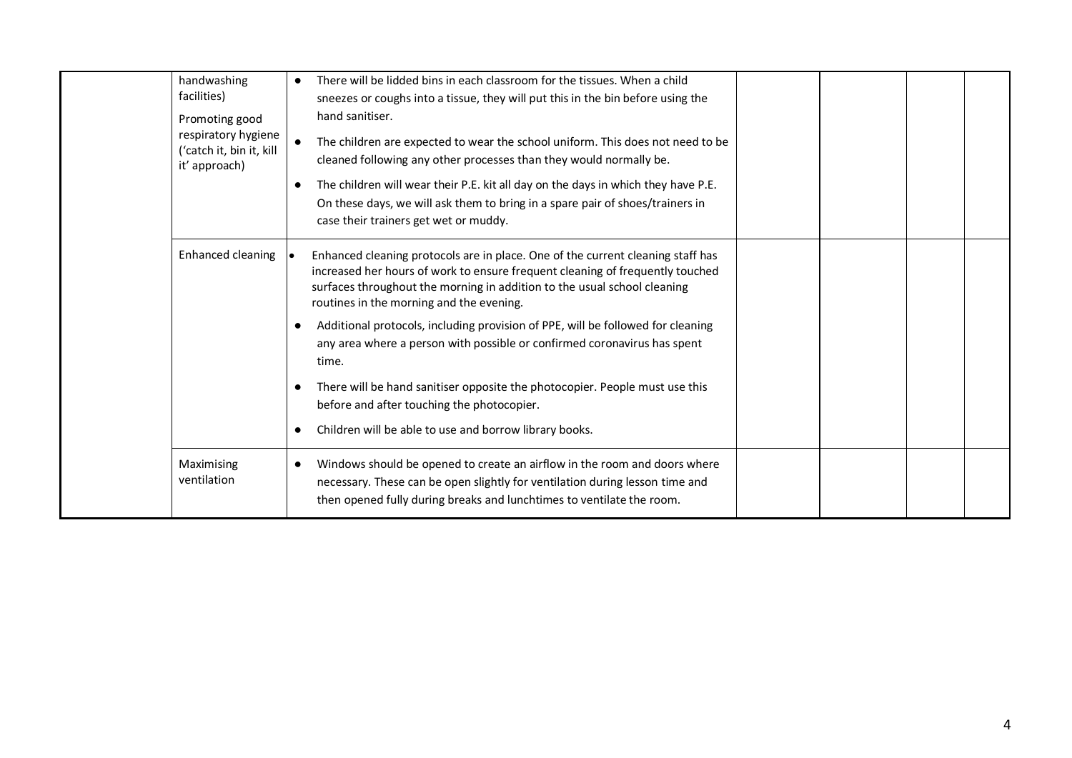| | | | | | | |
|---|---|---|---|---|---|---|
| | handwashing facilities)<br><br>Promoting good respiratory hygiene ('catch it, bin it, kill it' approach) | • There will be lidded bins in each classroom for the tissues. When a child sneezes or coughs into a tissue, they will put this in the bin before using the hand sanitiser.<br>• The children are expected to wear the school uniform. This does not need to be cleaned following any other processes than they would normally be.<br>• The children will wear their P.E. kit all day on the days in which they have P.E. On these days, we will ask them to bring in a spare pair of shoes/trainers in case their trainers get wet or muddy. | | | | |
| | Enhanced cleaning | • Enhanced cleaning protocols are in place. One of the current cleaning staff has increased her hours of work to ensure frequent cleaning of frequently touched surfaces throughout the morning in addition to the usual school cleaning routines in the morning and the evening.<br>• Additional protocols, including provision of PPE, will be followed for cleaning any area where a person with possible or confirmed coronavirus has spent time.<br>• There will be hand sanitiser opposite the photocopier. People must use this before and after touching the photocopier.<br>• Children will be able to use and borrow library books. | | | | |
| | Maximising ventilation | • Windows should be opened to create an airflow in the room and doors where necessary. These can be open slightly for ventilation during lesson time and then opened fully during breaks and lunchtimes to ventilate the room. | | | | |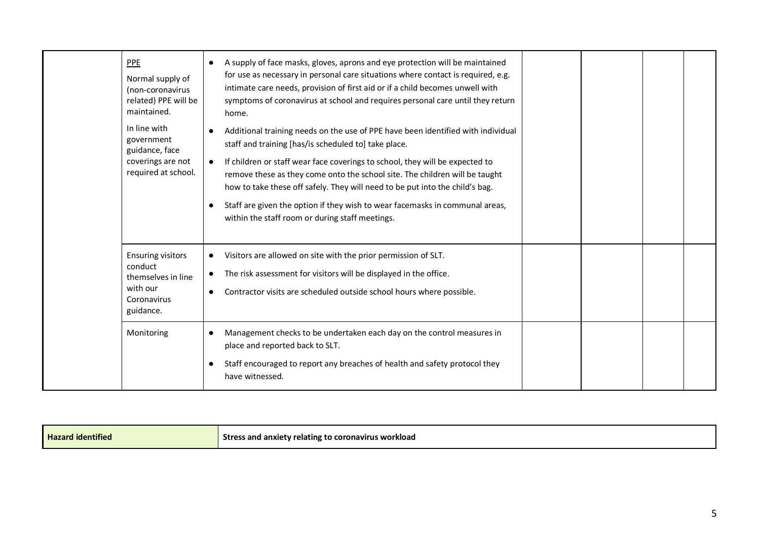| | | | | | | |
|---|---|---|---|---|---|---|
| | PPE<br><br>Normal supply of (non-coronavirus related) PPE will be maintained.<br><br>In line with government guidance, face coverings are not required at school. | • A supply of face masks, gloves, aprons and eye protection will be maintained for use as necessary in personal care situations where contact is required, e.g. intimate care needs, provision of first aid or if a child becomes unwell with symptoms of coronavirus at school and requires personal care until they return home.<br>• Additional training needs on the use of PPE have been identified with individual staff and training [has/is scheduled to] take place.<br>• If children or staff wear face coverings to school, they will be expected to remove these as they come onto the school site. The children will be taught how to take these off safely. They will need to be put into the child's bag.<br>• Staff are given the option if they wish to wear facemasks in communal areas, within the staff room or during staff meetings. | | | | |
| | Ensuring visitors conduct themselves in line with our Coronavirus guidance. | • Visitors are allowed on site with the prior permission of SLT.<br>• The risk assessment for visitors will be displayed in the office.<br>• Contractor visits are scheduled outside school hours where possible. | | | | |
| | Monitoring | • Management checks to be undertaken each day on the control measures in place and reported back to SLT.<br>• Staff encouraged to report any breaches of health and safety protocol they have witnessed. | | | | |

| **Hazard identified** | **Stress and anxiety relating to coronavirus workload** |
|---|---|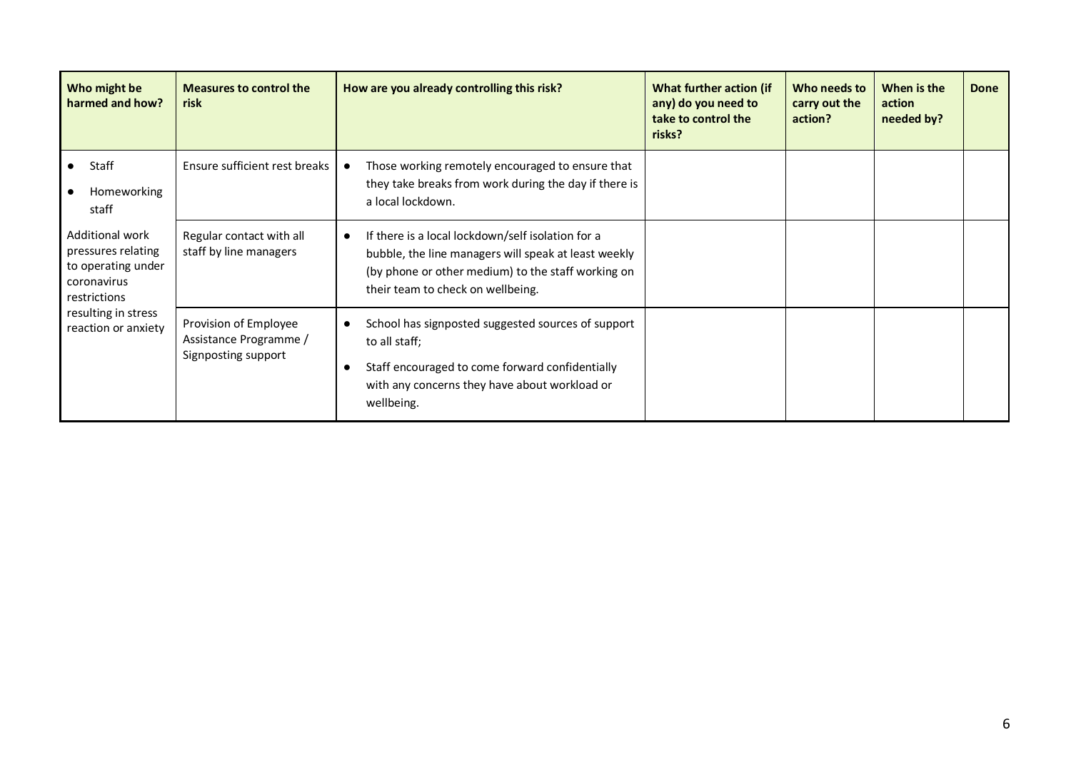| Who might be harmed and how? | Measures to control the risk | How are you already controlling this risk? | What further action (if any) do you need to take to control the risks? | Who needs to carry out the action? | When is the action needed by? | Done |
|---|---|---|---|---|---|---|
| <ul><li>Staff</li><li>Homeworking staff</li></ul> Additional work pressures relating to operating under coronavirus restrictions resulting in stress reaction or anxiety | Ensure sufficient rest breaks | <ul><li>Those working remotely encouraged to ensure that they take breaks from work during the day if there is a local lockdown.</li></ul> | | | | |
| | Regular contact with all staff by line managers | <ul><li>If there is a local lockdown/self isolation for a bubble, the line managers will speak at least weekly (by phone or other medium) to the staff working on their team to check on wellbeing.</li></ul> | | | | |
| | Provision of Employee Assistance Programme / Signposting support | <ul><li>School has signposted suggested sources of support to all staff;</li><li>Staff encouraged to come forward confidentially with any concerns they have about workload or wellbeing.</li></ul> | | | | |